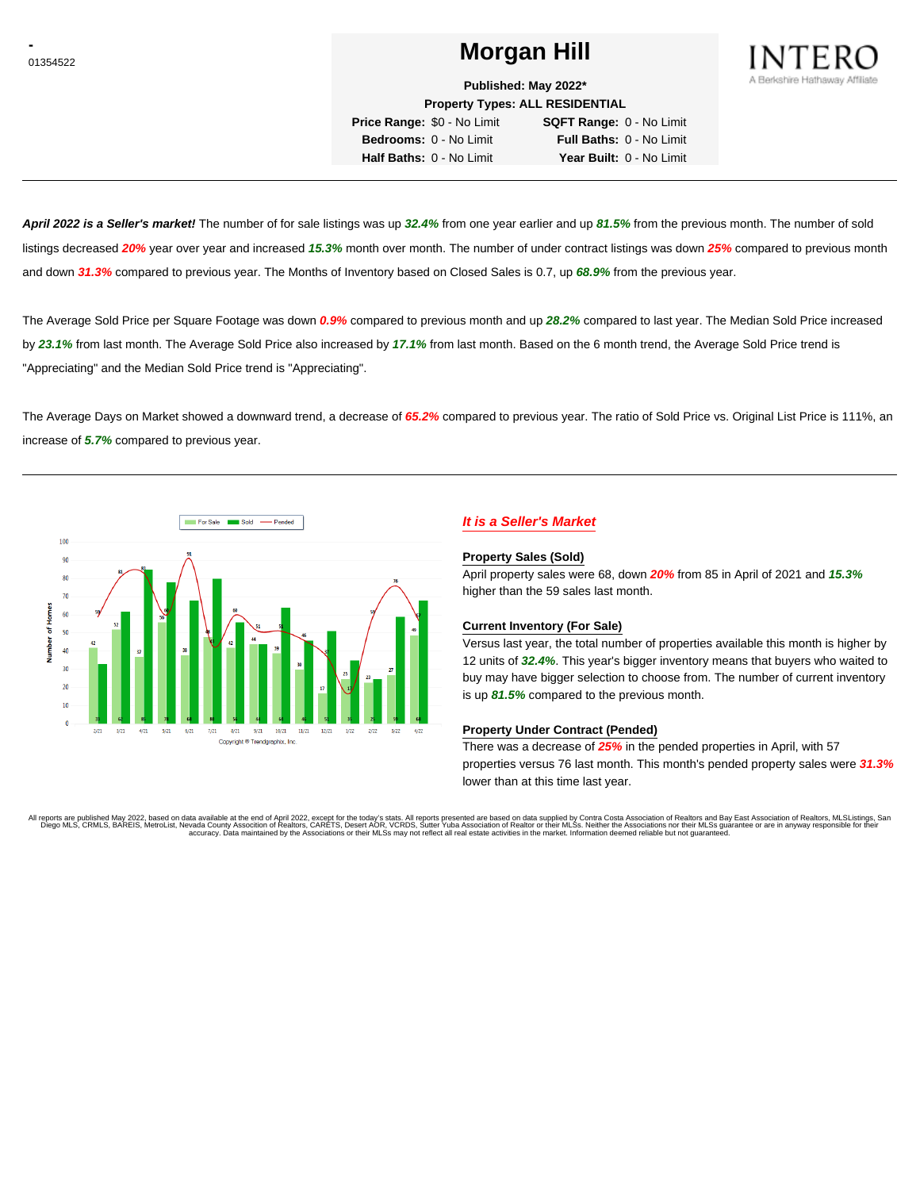-
01354522

# Morgan Hill

**Published: May 2022***

**Property Types: ALL RESIDENTIAL**

| | | | |
|---|---|---|---|
| **Price Range:** | $0 - No Limit | **SQFT Range:** | 0 - No Limit |
| **Bedrooms:** | 0 - No Limit | **Full Baths:** | 0 - No Limit |
| **Half Baths:** | 0 - No Limit | **Year Built:** | 0 - No Limit |

INTERO
A Berkshire Hathaway Affiliate

***April 2022 is a Seller's market!*** The number of for sale listings was up ***32.4%*** from one year earlier and up ***81.5%*** from the previous month. The number of sold listings decreased ***20%*** year over year and increased ***15.3%*** month over month. The number of under contract listings was down ***25%*** compared to previous month and down ***31.3%*** compared to previous year. The Months of Inventory based on Closed Sales is 0.7, up ***68.9%*** from the previous year.

The Average Sold Price per Square Footage was down ***0.9%*** compared to previous month and up ***28.2%*** compared to last year. The Median Sold Price increased by ***23.1%*** from last month. The Average Sold Price also increased by ***17.1%*** from last month. Based on the 6 month trend, the Average Sold Price trend is "Appreciating" and the Median Sold Price trend is "Appreciating".

The Average Days on Market showed a downward trend, a decrease of ***65.2%*** compared to previous year. The ratio of Sold Price vs. Original List Price is 111%, an increase of ***5.7%*** compared to previous year.

Copyright ® Trendgraphix, Inc.

## *It is a Seller's Market*

### Property Sales (Sold)

April property sales were 68, down ***20%*** from 85 in April of 2021 and ***15.3%*** higher than the 59 sales last month.

### Current Inventory (For Sale)

Versus last year, the total number of properties available this month is higher by 12 units of ***32.4%***. This year's bigger inventory means that buyers who waited to buy may have bigger selection to choose from. The number of current inventory is up ***81.5%*** compared to the previous month.

### Property Under Contract (Pended)

There was a decrease of ***25%*** in the pended properties in April, with 57 properties versus 76 last month. This month's pended property sales were ***31.3%*** lower than at this time last year.

All reports are published May 2022, based on data available at the end of April 2022, except for the today's stats. All reports presented are based on data supplied by Contra Costa Association of Realtors and Bay East Association of Realtors, MLSListings, San Diego MLS, CRMLS, BAREIS, MetroList, Nevada County Association of Realtors, CARETS, Desert AOR, VCRDS, Sutter Yuba Association of Realtor or their MLSs. Neither the Associations nor their MLSs guarantee or are in anyway responsible for their accuracy. Data maintained by the Associations or their MLSs may not reflect all real estate activities in the market. Information deemed reliable but not guaranteed.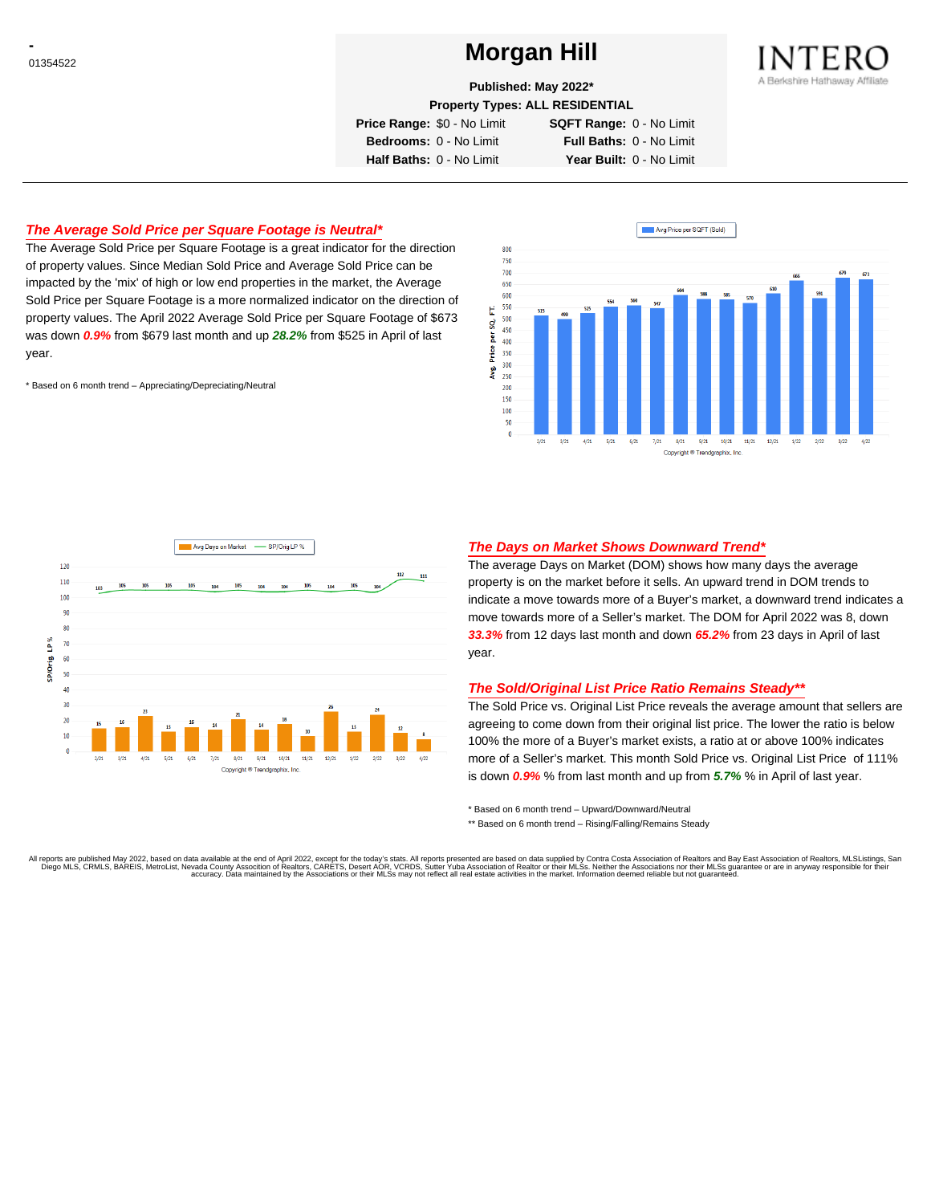- 01354522

# Morgan Hill

**Published: May 2022***

**Property Types: ALL RESIDENTIAL**

| | | | |
|---|---|---|---|
| **Price Range:** | $0 - No Limit | **SQFT Range:** | 0 - No Limit |
| **Bedrooms:** | 0 - No Limit | **Full Baths:** | 0 - No Limit |
| **Half Baths:** | 0 - No Limit | **Year Built:** | 0 - No Limit |

INTERO
A Berkshire Hathaway Affiliate

## *The Average Sold Price per Square Footage is Neutral**

The Average Sold Price per Square Footage is a great indicator for the direction of property values. Since Median Sold Price and Average Sold Price can be impacted by the 'mix' of high or low end properties in the market, the Average Sold Price per Square Footage is a more normalized indicator on the direction of property values. The April 2022 Average Sold Price per Square Footage of $673 was down ***0.9%*** from $679 last month and up ***28.2%*** from $525 in April of last year.

\* Based on 6 month trend – Appreciating/Depreciating/Neutral

## *The Days on Market Shows Downward Trend**

The average Days on Market (DOM) shows how many days the average property is on the market before it sells. An upward trend in DOM trends to indicate a move towards more of a Buyer's market, a downward trend indicates a move towards more of a Seller's market. The DOM for April 2022 was 8, down ***33.3%*** from 12 days last month and down ***65.2%*** from 23 days in April of last year.

## *The Sold/Original List Price Ratio Remains Steady***

The Sold Price vs. Original List Price reveals the average amount that sellers are agreeing to come down from their original list price. The lower the ratio is below 100% the more of a Buyer's market exists, a ratio at or above 100% indicates more of a Seller's market. This month Sold Price vs. Original List Price of 111% is down ***0.9%*** % from last month and up from ***5.7%*** % in April of last year.

\* Based on 6 month trend – Upward/Downward/Neutral

\*\* Based on 6 month trend – Rising/Falling/Remains Steady

All reports are published May 2022, based on data available at the end of April 2022, except for the today's stats. All reports presented are based on data supplied by Contra Costa Association of Realtors and Bay East Association of Realtors, MLSListings, San Diego MLS, CRMLS, BAREIS, MetroList, Nevada County Association of Realtors, CARETS, Desert AOR, VCRDS, Sutter Yuba Association of Realtor or their MLSs. Neither the Associations nor their MLSs guarantee or are in anyway responsible for their accuracy. Data maintained by the Associations or their MLSs may not reflect all real estate activities in the market. Information deemed reliable but not guaranteed.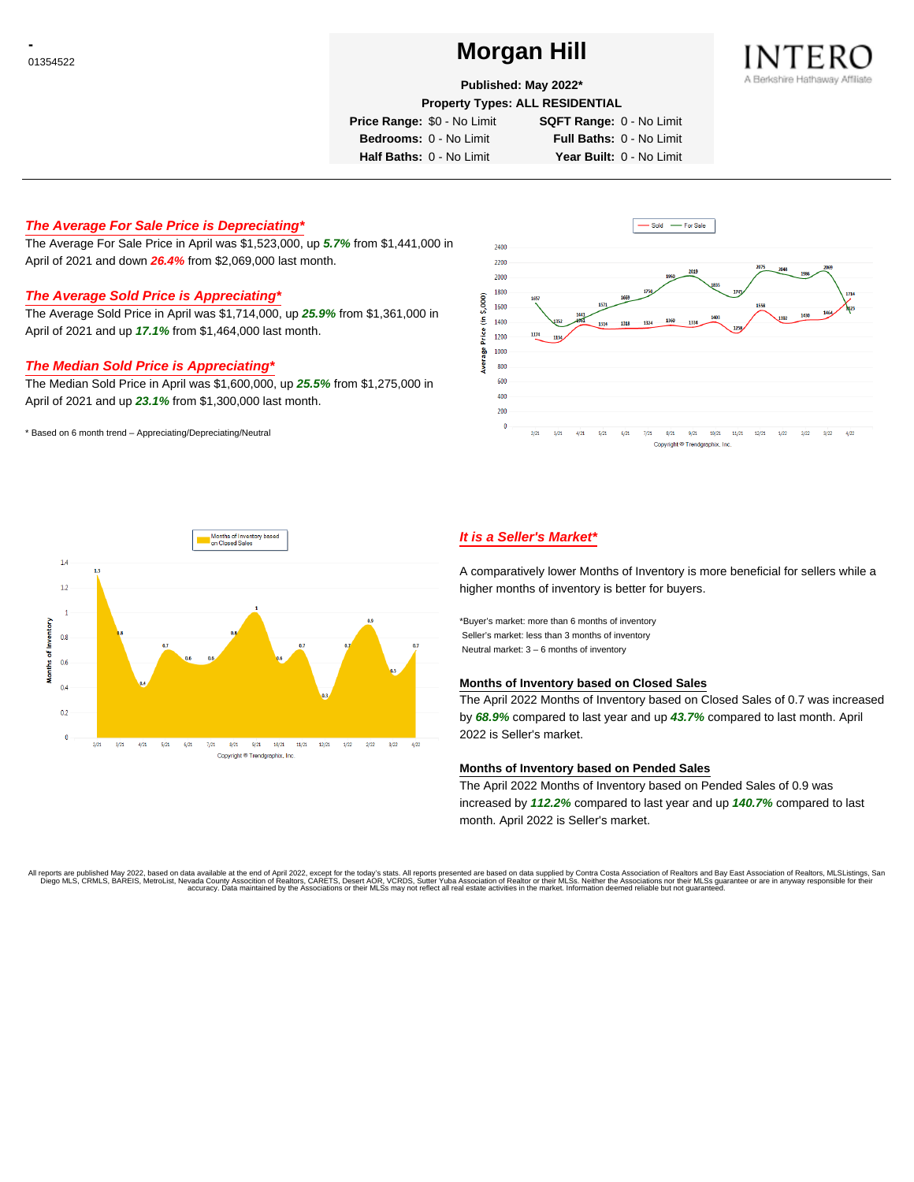-
01354522

# Morgan Hill

**Published: May 2022***

**Property Types: ALL RESIDENTIAL**

| | | | |
|---|---|---|---|
| **Price Range:** | $0 - No Limit | **SQFT Range:** | 0 - No Limit |
| **Bedrooms:** | 0 - No Limit | **Full Baths:** | 0 - No Limit |
| **Half Baths:** | 0 - No Limit | **Year Built:** | 0 - No Limit |

INTERO
A Berkshire Hathaway Affiliate

## *The Average For Sale Price is Depreciating**

The Average For Sale Price in April was $1,523,000, up ***5.7%*** from $1,441,000 in April of 2021 and down ***26.4%*** from $2,069,000 last month.

## *The Average Sold Price is Appreciating**

The Average Sold Price in April was $1,714,000, up ***25.9%*** from $1,361,000 in April of 2021 and up ***17.1%*** from $1,464,000 last month.

## *The Median Sold Price is Appreciating**

The Median Sold Price in April was $1,600,000, up ***25.5%*** from $1,275,000 in April of 2021 and up ***23.1%*** from $1,300,000 last month.

\* Based on 6 month trend – Appreciating/Depreciating/Neutral

## *It is a Seller's Market**

A comparatively lower Months of Inventory is more beneficial for sellers while a higher months of inventory is better for buyers.

*Buyer's market: more than 6 months of inventory
Seller's market: less than 3 months of inventory
Neutral market: 3 – 6 months of inventory

### Months of Inventory based on Closed Sales

The April 2022 Months of Inventory based on Closed Sales of 0.7 was increased by ***68.9%*** compared to last year and up ***43.7%*** compared to last month. April 2022 is Seller's market.

### Months of Inventory based on Pended Sales

The April 2022 Months of Inventory based on Pended Sales of 0.9 was increased by ***112.2%*** compared to last year and up ***140.7%*** compared to last month. April 2022 is Seller's market.

All reports are published May 2022, based on data available at the end of April 2022, except for the today's stats. All reports presented are based on data supplied by Contra Costa Association of Realtors and Bay East Association of Realtors, MLSListings, San Diego MLS, CRMLS, BAREIS, MetroList, Nevada County Association of Realtors, CARETS, Desert AOR, VCRDS, Sutter Yuba Association of Realtor or their MLSs. Neither the Associations nor their MLSs guarantee or are in anyway responsible for their accuracy. Data maintained by the Associations or their MLSs may not reflect all real estate activities in the market. Information deemed reliable but not guaranteed.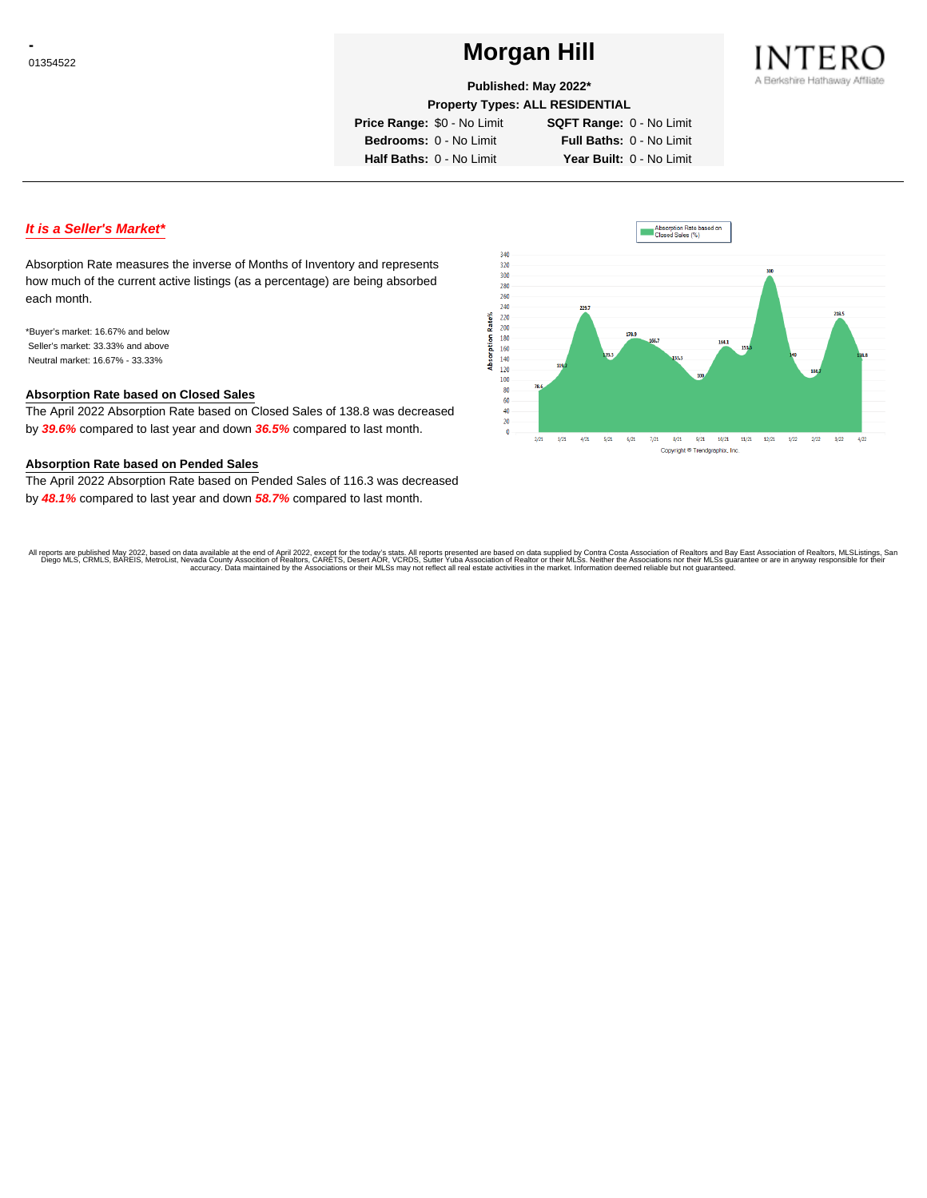-
01354522

# Morgan Hill

**Published: May 2022***

**Property Types: ALL RESIDENTIAL**

**Price Range:** $0 - No Limit **SQFT Range:** 0 - No Limit
**Bedrooms:** 0 - No Limit **Full Baths:** 0 - No Limit
**Half Baths:** 0 - No Limit **Year Built:** 0 - No Limit

INTERO
A Berkshire Hathaway Affiliate

---

## ***It is a Seller's Market****

Absorption Rate measures the inverse of Months of Inventory and represents how much of the current active listings (as a percentage) are being absorbed each month.

*Buyer's market: 16.67% and below
Seller's market: 33.33% and above
Neutral market: 16.67% - 33.33%

Absorption Rate based on Closed Sales (%)

Absorption Rate%

340
320
300
280
260
240
220
200
180
160
140
120
100
80
60
40
20
0

78.6
119.2
229.7
139.3
178.9
166.7
135.1
100
164.1
153.5
300
140
108.7
216.5
138.8

2/21 3/21 4/21 5/21 6/21 7/21 8/21 9/21 10/21 11/21 12/21 1/22 2/22 3/22 4/22

Copyright © Trendgraphix, Inc.

### Absorption Rate based on Closed Sales

The April 2022 Absorption Rate based on Closed Sales of 138.8 was decreased by ***39.6%*** compared to last year and down ***36.5%*** compared to last month.

### Absorption Rate based on Pended Sales

The April 2022 Absorption Rate based on Pended Sales of 116.3 was decreased by ***48.1%*** compared to last year and down ***58.7%*** compared to last month.

All reports are published May 2022, based on data available at the end of April 2022, except for the today's stats. All reports presented are based on data supplied by Contra Costa Association of Realtors and Bay East Association of Realtors, MLSListings, San Diego MLS, CRMLS, BAREIS, MetroList, Nevada County Association of Realtors, CARETS, Desert AOR, VCRDS, Sutter Yuba Association of Realtor or their MLSs. Neither the Associations nor their MLSs guarantee or are in anyway responsible for their accuracy. Data maintained by the Associations or their MLSs may not reflect all real estate activities in the market. Information deemed reliable but not guaranteed.